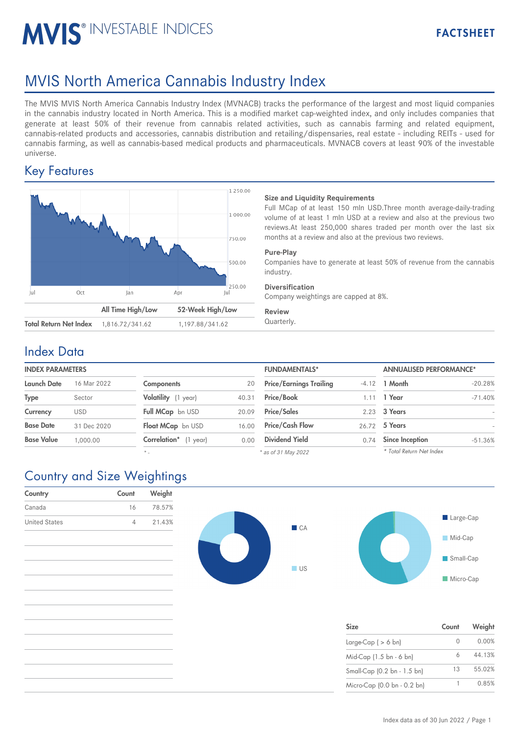# MVIS® INVESTABLE INDICES

FACTSHEET

# MVIS North America Cannabis Industry Index

The MVIS MVIS North America Cannabis Industry Index (MVNACB) tracks the performance of the largest and most liquid companies in the cannabis industry located in North America. This is a modified market cap-weighted index, and only includes companies that generate at least 50% of their revenue from cannabis related activities, such as cannabis farming and related equipment, cannabis-related products and accessories, cannabis distribution and retailing/dispensaries, real estate - including REITs - used for cannabis farming, as well as cannabis-based medical products and pharmaceuticals. MVNACB covers at least 90% of the investable universe.

## Key Features

| | All Time High/Low | 52-Week High/Low |
|---|---|---|
| **Total Return Net Index** | 1,816.72/341.62 | 1,197.88/341.62 |

**Size and Liquidity Requirements**
Full MCap of at least 150 mln USD.Three month average-daily-trading volume of at least 1 mln USD at a review and also at the previous two reviews.At least 250,000 shares traded per month over the last six months at a review and also at the previous two reviews.

**Pure-Play**
Companies have to generate at least 50% of revenue from the cannabis industry.

**Diversification**
Company weightings are capped at 8%.

**Review**
Quarterly.

## Index Data

| INDEX PARAMETERS | |
|---|---|
| **Launch Date** | 16 Mar 2022 |
| **Type** | Sector |
| **Currency** | USD |
| **Base Date** | 31 Dec 2020 |
| **Base Value** | 1,000.00 |

| | |
|---|---|
| **Components** | 20 |
| **Volatility** (1 year) | 40.31 |
| **Full MCap** bn USD | 20.09 |
| **Float MCap** bn USD | 16.00 |
| **Correlation*** (1 year) | 0.00 |

*\* -*

| FUNDAMENTALS* | |
|---|---|
| **Price/Earnings Trailing** | -4.12 |
| **Price/Book** | 1.11 |
| **Price/Sales** | 2.23 |
| **Price/Cash Flow** | 26.72 |
| **Dividend Yield** | 0.74 |

*\* as of 31 May 2022*

| ANNUALISED PERFORMANCE* | |
|---|---|
| **1 Month** | -20.28% |
| **1 Year** | -71.40% |
| **3 Years** | - |
| **5 Years** | - |
| **Since Inception** | -51.36% |

*\* Total Return Net Index*

## Country and Size Weightings

| Country | Count | Weight |
|---|---|---|
| Canada | 16 | 78.57% |
| United States | 4 | 21.43% |

| Size | Count | Weight |
|---|---|---|
| Large-Cap ( > 6 bn) | 0 | 0.00% |
| Mid-Cap (1.5 bn - 6 bn) | 6 | 44.13% |
| Small-Cap (0.2 bn - 1.5 bn) | 13 | 55.02% |
| Micro-Cap (0.0 bn - 0.2 bn) | 1 | 0.85% |

Index data as of 30 Jun 2022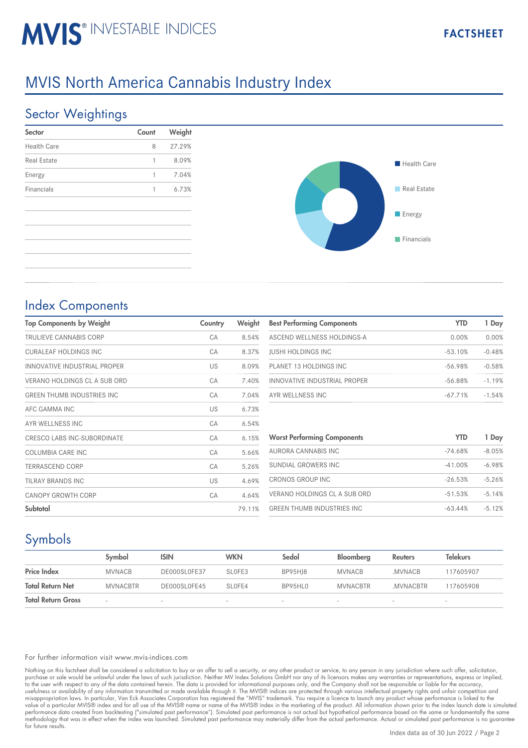# MVIS North America Cannabis Industry Index

## Sector Weightings

| Sector | Count | Weight |
|---|---|---|
| Health Care | 8 | 27.29% |
| Real Estate | 1 | 8.09% |
| Energy | 1 | 7.04% |
| Financials | 1 | 6.73% |

Health Care
Real Estate
Energy
Financials

## Index Components

| Top Components by Weight | Country | Weight |
|---|---|---|
| TRULIEVE CANNABIS CORP | CA | 8.54% |
| CURALEAF HOLDINGS INC | CA | 8.37% |
| INNOVATIVE INDUSTRIAL PROPER | US | 8.09% |
| VERANO HOLDINGS CL A SUB ORD | CA | 7.40% |
| GREEN THUMB INDUSTRIES INC | CA | 7.04% |
| AFC GAMMA INC | US | 6.73% |
| AYR WELLNESS INC | CA | 6.54% |
| CRESCO LABS INC-SUBORDINATE | CA | 6.15% |
| COLUMBIA CARE INC | CA | 5.66% |
| TERRASCEND CORP | CA | 5.26% |
| TILRAY BRANDS INC | US | 4.69% |
| CANOPY GROWTH CORP | CA | 4.64% |
| **Subtotal** | | 79.11% |

| Best Performing Components | YTD | 1 Day |
|---|---|---|
| ASCEND WELLNESS HOLDINGS-A | 0.00% | 0.00% |
| JUSHI HOLDINGS INC | -53.10% | -0.48% |
| PLANET 13 HOLDINGS INC | -56.98% | -0.58% |
| INNOVATIVE INDUSTRIAL PROPER | -56.88% | -1.19% |
| AYR WELLNESS INC | -67.71% | -1.54% |

| Worst Performing Components | YTD | 1 Day |
|---|---|---|
| AURORA CANNABIS INC | -74.68% | -8.05% |
| SUNDIAL GROWERS INC | -41.00% | -6.98% |
| CRONOS GROUP INC | -26.53% | -5.26% |
| VERANO HOLDINGS CL A SUB ORD | -51.53% | -5.14% |
| GREEN THUMB INDUSTRIES INC | -63.44% | -5.12% |

## Symbols

| | Symbol | ISIN | WKN | Sedol | Bloomberg | Reuters | Telekurs |
|---|---|---|---|---|---|---|---|
| **Price Index** | MVNACB | DE000SL0FE37 | SL0FE3 | BP95HJ8 | MVNACB | .MVNACB | 117605907 |
| **Total Return Net** | MVNACBTR | DE000SL0FE45 | SL0FE4 | BP95HL0 | MVNACBTR | .MVNACBTR | 117605908 |
| **Total Return Gross** | - | - | - | - | - | - | - |

For further information visit www.mvis-indices.com

Nothing on this factsheet shall be considered a solicitation to buy or an offer to sell a security, or any other product or service, to any person in any jurisdiction where such offer, solicitation, purchase or sale would be unlawful under the laws of such jurisdiction. Neither MV Index Solutions GmbH nor any of its licensors makes any warranties or representations, express or implied, to the user with respect to any of the data contained herein. The data is provided for informational purposes only, and the Company shall not be responsible or liable for the accuracy, usefulness or availability of any information transmitted or made available through it. The MVIS® indices are protected through various intellectual property rights and unfair competition and misappropriation laws. In particular, Van Eck Associates Corporation has registered the "MVIS" trademark. You require a licence to launch any product whose performance is linked to the value of a particular MVIS® index and for all use of the MVIS® name or name of the MVIS® index in the marketing of the product. All information shown prior to the index launch date is simulated performance data created from backtesting ("simulated past performance"). Simulated past performance is not actual but hypothetical performance based on the same or fundamentally the same methodology that was in effect when the index was launched. Simulated past performance may materially differ from the actual performance. Actual or simulated past performance is no guarantee for future results.

Index data as of 30 Jun 2022